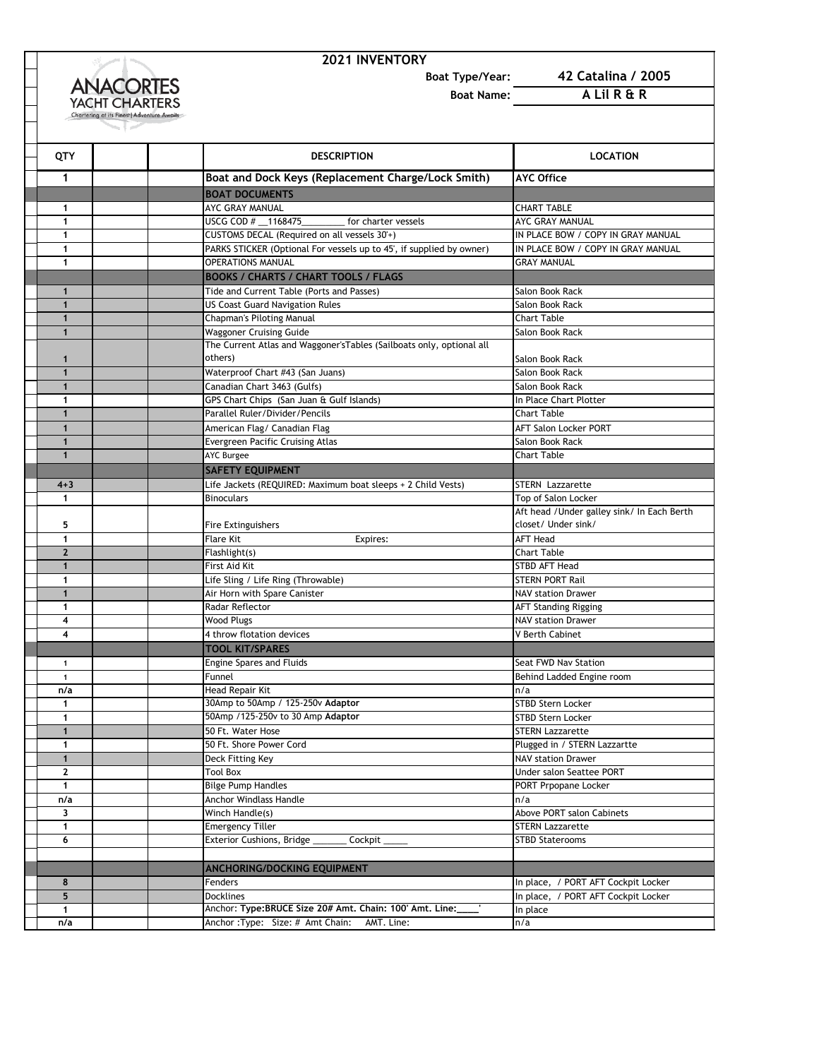# 2021 INVENTORY

ANACORTES YACHT CHARTERS
Chartering at its Finest | Adventure Awaits

**Boat Type/Year:** 42 Catalina / 2005

**Boat Name:** A Lil R & R

| QTY | | | DESCRIPTION | LOCATION |
|---|---|---|---|---|
| 1 | | | **Boat and Dock Keys (Replacement Charge/Lock Smith)** | **AYC Office** |
| | | | **BOAT DOCUMENTS** | |
| 1 | | | AYC GRAY MANUAL | CHART TABLE |
| 1 | | | USCG COD # __1168475________ for charter vessels | AYC GRAY MANUAL |
| 1 | | | CUSTOMS DECAL (Required on all vessels 30'+) | IN PLACE BOW / COPY IN GRAY MANUAL |
| 1 | | | PARKS STICKER (Optional For vessels up to 45', if supplied by owner) | IN PLACE BOW / COPY IN GRAY MANUAL |
| 1 | | | OPERATIONS MANUAL | GRAY MANUAL |
| | | | **BOOKS / CHARTS / CHART TOOLS / FLAGS** | |
| 1 | | | Tide and Current Table (Ports and Passes) | Salon Book Rack |
| 1 | | | US Coast Guard Navigation Rules | Salon Book Rack |
| 1 | | | Chapman's Piloting Manual | Chart Table |
| 1 | | | Waggoner Cruising Guide | Salon Book Rack |
| 1 | | | The Current Atlas and Waggoner'sTables (Sailboats only, optional all others) | Salon Book Rack |
| 1 | | | Waterproof Chart #43 (San Juans) | Salon Book Rack |
| 1 | | | Canadian Chart 3463 (Gulfs) | Salon Book Rack |
| 1 | | | GPS Chart Chips (San Juan & Gulf Islands) | In Place Chart Plotter |
| 1 | | | Parallel Ruler/Divider/Pencils | Chart Table |
| 1 | | | American Flag/ Canadian Flag | AFT Salon Locker PORT |
| 1 | | | Evergreen Pacific Cruising Atlas | Salon Book Rack |
| 1 | | | AYC Burgee | Chart Table |
| | | | **SAFETY EQUIPMENT** | |
| 4+3 | | | Life Jackets (REQUIRED: Maximum boat sleeps + 2 Child Vests) | STERN Lazzarette |
| 1 | | | Binoculars | Top of Salon Locker |
| 5 | | | Fire Extinguishers | Aft head /Under galley sink/ In Each Berth closet/ Under sink/ |
| 1 | | | Flare Kit Expires: | AFT Head |
| 2 | | | Flashlight(s) | Chart Table |
| 1 | | | First Aid Kit | STBD AFT Head |
| 1 | | | Life Sling / Life Ring (Throwable) | STERN PORT Rail |
| 1 | | | Air Horn with Spare Canister | NAV station Drawer |
| 1 | | | Radar Reflector | AFT Standing Rigging |
| 4 | | | Wood Plugs | NAV station Drawer |
| 4 | | | 4 throw flotation devices | V Berth Cabinet |
| | | | **TOOL KIT/SPARES** | |
| 1 | | | Engine Spares and Fluids | Seat FWD Nav Station |
| 1 | | | Funnel | Behind Ladded Engine room |
| n/a | | | Head Repair Kit | n/a |
| 1 | | | 30Amp to 50Amp / 125-250v **Adaptor** | STBD Stern Locker |
| 1 | | | 50Amp /125-250v to 30 Amp **Adaptor** | STBD Stern Locker |
| 1 | | | 50 Ft. Water Hose | STERN Lazzarette |
| 1 | | | 50 Ft. Shore Power Cord | Plugged in / STERN Lazzartte |
| 1 | | | Deck Fitting Key | NAV station Drawer |
| 2 | | | Tool Box | Under salon Seattee PORT |
| 1 | | | Bilge Pump Handles | PORT Prpopane Locker |
| n/a | | | Anchor Windlass Handle | n/a |
| 3 | | | Winch Handle(s) | Above PORT salon Cabinets |
| 1 | | | Emergency Tiller | STERN Lazzarette |
| 6 | | | Exterior Cushions, Bridge _______ Cockpit _____ | STBD Staterooms |
| | | | | |
| | | | **ANCHORING/DOCKING EQUIPMENT** | |
| 8 | | | Fenders | In place, / PORT AFT Cockpit Locker |
| 5 | | | Docklines | In place, / PORT AFT Cockpit Locker |
| 1 | | | Anchor: **Type:BRUCE Size 20# Amt. Chain: 100' Amt. Line:____'** | In place |
| n/a | | | Anchor :Type: Size: # Amt Chain: AMT. Line: | n/a |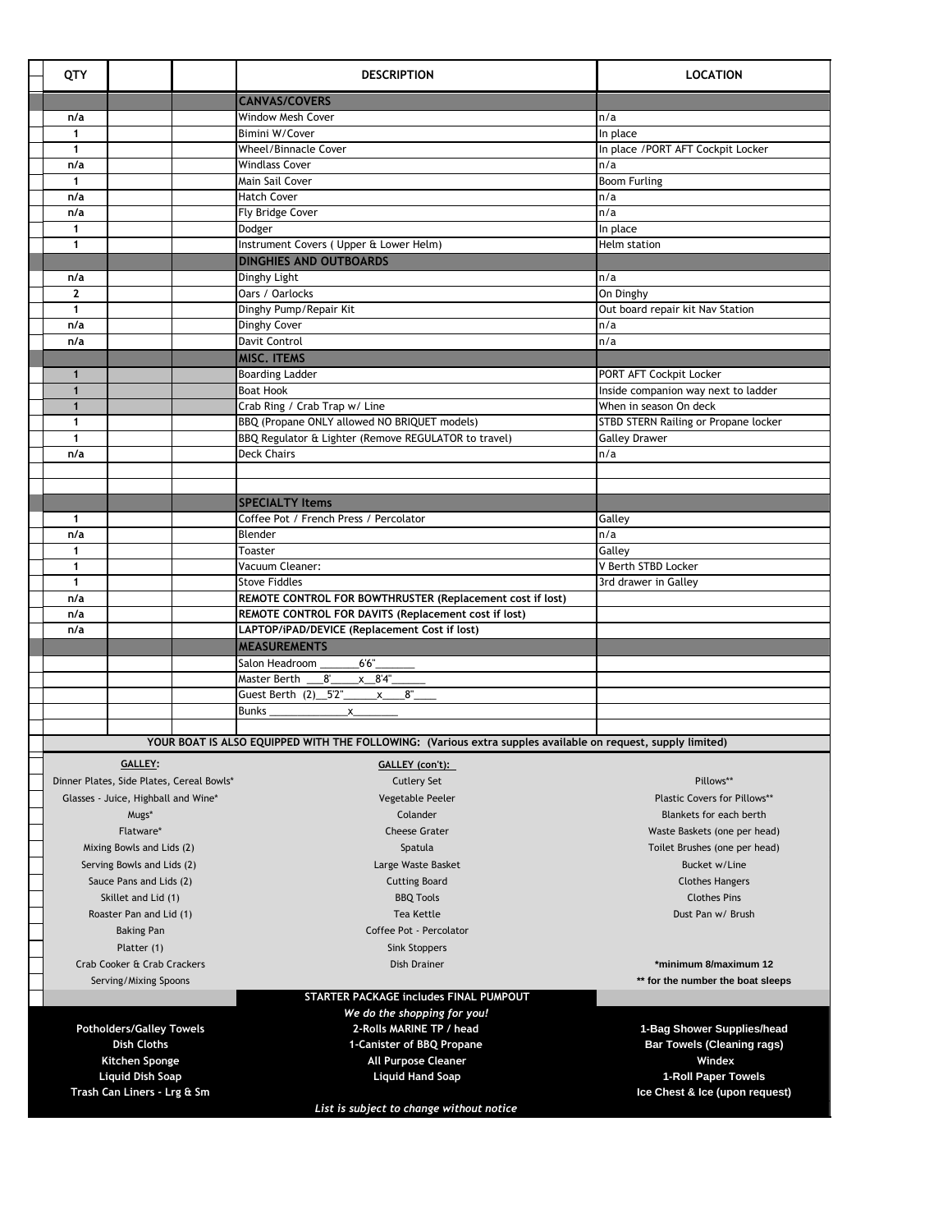| QTY | | | DESCRIPTION | LOCATION |
|---|---|---|---|---|
| | | | **CANVAS/COVERS** | |
| n/a | | | Window Mesh Cover | n/a |
| 1 | | | Bimini W/Cover | In place |
| 1 | | | Wheel/Binnacle Cover | In place /PORT AFT Cockpit Locker |
| n/a | | | Windlass Cover | n/a |
| 1 | | | Main Sail Cover | Boom Furling |
| n/a | | | Hatch Cover | n/a |
| n/a | | | Fly Bridge Cover | n/a |
| 1 | | | Dodger | In place |
| 1 | | | Instrument Covers ( Upper & Lower Helm) | Helm station |
| | | | **DINGHIES AND OUTBOARDS** | |
| n/a | | | Dinghy Light | n/a |
| 2 | | | Oars / Oarlocks | On Dinghy |
| 1 | | | Dinghy Pump/Repair Kit | Out board repair kit Nav Station |
| n/a | | | Dinghy Cover | n/a |
| n/a | | | Davit Control | n/a |
| | | | **MISC. ITEMS** | |
| 1 | | | Boarding Ladder | PORT AFT Cockpit Locker |
| 1 | | | Boat Hook | Inside companion way next to ladder |
| 1 | | | Crab Ring / Crab Trap w/ Line | When in season On deck |
| 1 | | | BBQ (Propane ONLY allowed NO BRIQUET models) | STBD STERN Railing or Propane locker |
| 1 | | | BBQ Regulator & Lighter (Remove REGULATOR to travel) | Galley Drawer |
| n/a | | | Deck Chairs | n/a |
| | | | | |
| | | | | |
| | | | **SPECIALTY Items** | |
| 1 | | | Coffee Pot / French Press / Percolator | Galley |
| n/a | | | Blender | n/a |
| 1 | | | Toaster | Galley |
| 1 | | | Vacuum Cleaner: | V Berth STBD Locker |
| 1 | | | Stove Fiddles | 3rd drawer in Galley |
| n/a | | | **REMOTE CONTROL FOR BOWTHRUSTER (Replacement cost if lost)** | |
| n/a | | | **REMOTE CONTROL FOR DAVITS (Replacement cost if lost)** | |
| n/a | | | **LAPTOP/iPAD/DEVICE (Replacement Cost if lost)** | |
| | | | **MEASUREMENTS** | |
| | | | Salon Headroom _______6'6"_______ | |
| | | | Master Berth ___8'_____x__8'4"______ | |
| | | | Guest Berth (2)__5'2"______x____8"____ | |
| | | | Bunks ______________x________ | |

**YOUR BOAT IS ALSO EQUIPPED WITH THE FOLLOWING: (Various extra supplies available on request, supply limited)**

| GALLEY: | GALLEY (con't): | |
|---|---|---|
| Dinner Plates, Side Plates, Cereal Bowls* | Cutlery Set | Pillows** |
| Glasses - Juice, Highball and Wine* | Vegetable Peeler | Plastic Covers for Pillows** |
| Mugs* | Colander | Blankets for each berth |
| Flatware* | Cheese Grater | Waste Baskets (one per head) |
| Mixing Bowls and Lids (2) | Spatula | Toilet Brushes (one per head) |
| Serving Bowls and Lids (2) | Large Waste Basket | Bucket w/Line |
| Sauce Pans and Lids (2) | Cutting Board | Clothes Hangers |
| Skillet and Lid (1) | BBQ Tools | Clothes Pins |
| Roaster Pan and Lid (1) | Tea Kettle | Dust Pan w/ Brush |
| Baking Pan | Coffee Pot - Percolator | |
| Platter (1) | Sink Stoppers | |
| Crab Cooker & Crab Crackers | Dish Drainer | **\*minimum 8/maximum 12** |
| Serving/Mixing Spoons | | **\*\* for the number the boat sleeps** |

**STARTER PACKAGE includes FINAL PUMPOUT**

***We do the shopping for you!***

| | | |
|---|---|---|
| **Potholders/Galley Towels** | **2-Rolls MARINE TP / head** | **1-Bag Shower Supplies/head** |
| **Dish Cloths** | **1-Canister of BBQ Propane** | **Bar Towels (Cleaning rags)** |
| **Kitchen Sponge** | **All Purpose Cleaner** | **Windex** |
| **Liquid Dish Soap** | **Liquid Hand Soap** | **1-Roll Paper Towels** |
| **Trash Can Liners - Lrg & Sm** | | **Ice Chest & Ice (upon request)** |

***List is subject to change without notice***